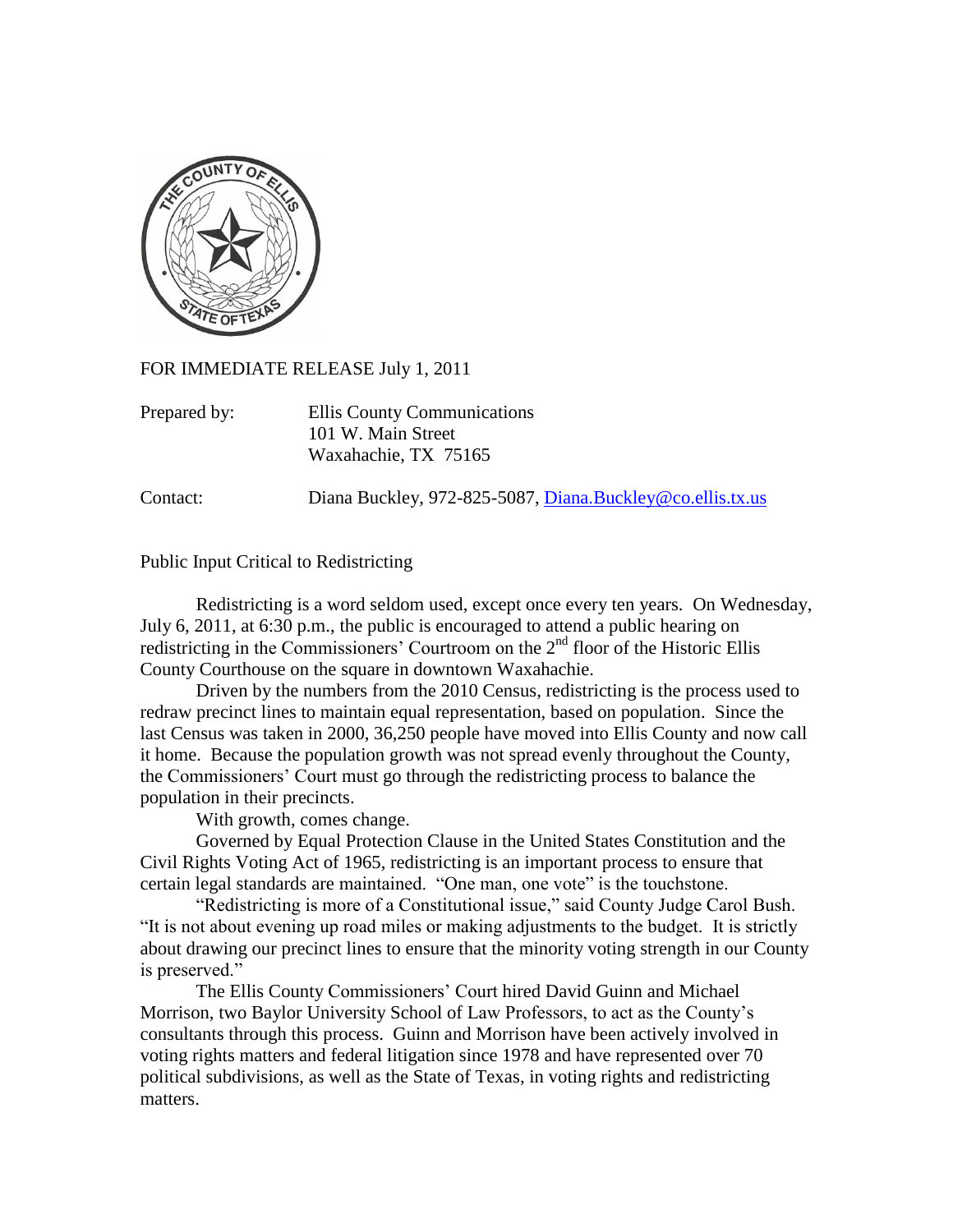FOR IMMEDIATE RELEASE July 1, 2011

Prepared by: Ellis County Communications
101 W. Main Street
Waxahachie, TX 75165

Contact: Diana Buckley, 972-825-5087, Diana.Buckley@co.ellis.tx.us

Public Input Critical to Redistricting

Redistricting is a word seldom used, except once every ten years. On Wednesday, July 6, 2011, at 6:30 p.m., the public is encouraged to attend a public hearing on redistricting in the Commissioners' Courtroom on the 2nd floor of the Historic Ellis County Courthouse on the square in downtown Waxahachie.

Driven by the numbers from the 2010 Census, redistricting is the process used to redraw precinct lines to maintain equal representation, based on population. Since the last Census was taken in 2000, 36,250 people have moved into Ellis County and now call it home. Because the population growth was not spread evenly throughout the County, the Commissioners' Court must go through the redistricting process to balance the population in their precincts.

With growth, comes change.

Governed by Equal Protection Clause in the United States Constitution and the Civil Rights Voting Act of 1965, redistricting is an important process to ensure that certain legal standards are maintained. "One man, one vote" is the touchstone.

"Redistricting is more of a Constitutional issue," said County Judge Carol Bush. "It is not about evening up road miles or making adjustments to the budget. It is strictly about drawing our precinct lines to ensure that the minority voting strength in our County is preserved."

The Ellis County Commissioners' Court hired David Guinn and Michael Morrison, two Baylor University School of Law Professors, to act as the County's consultants through this process. Guinn and Morrison have been actively involved in voting rights matters and federal litigation since 1978 and have represented over 70 political subdivisions, as well as the State of Texas, in voting rights and redistricting matters.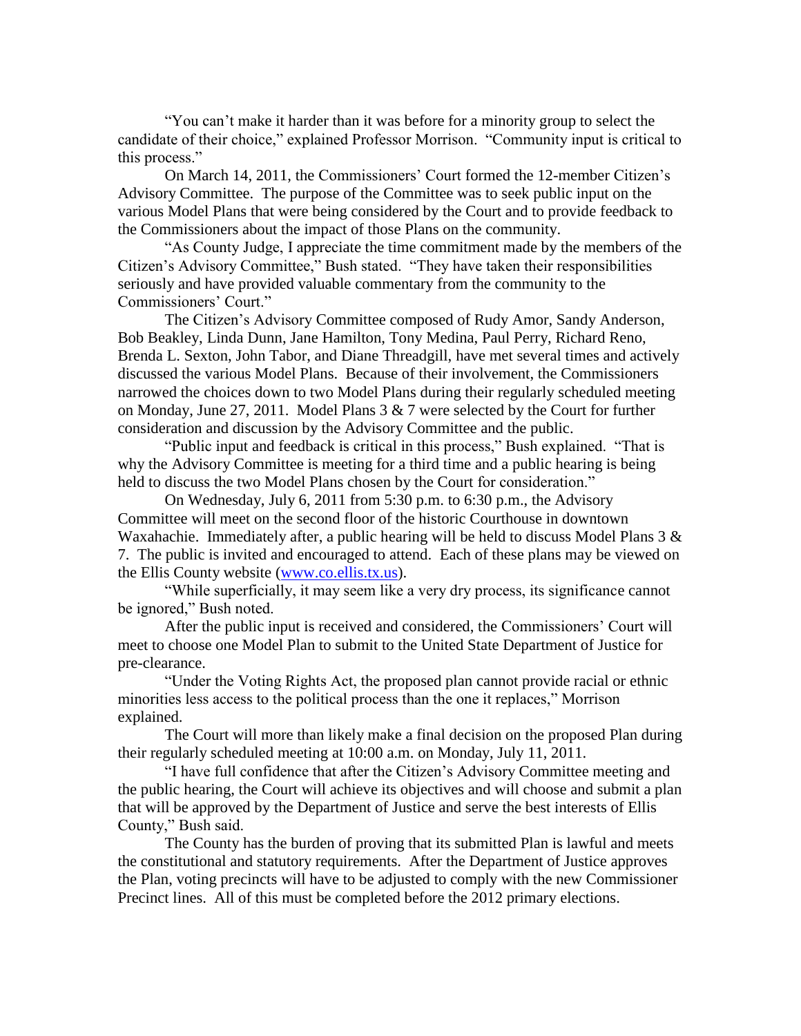"You can't make it harder than it was before for a minority group to select the candidate of their choice," explained Professor Morrison. "Community input is critical to this process."

On March 14, 2011, the Commissioners' Court formed the 12-member Citizen's Advisory Committee. The purpose of the Committee was to seek public input on the various Model Plans that were being considered by the Court and to provide feedback to the Commissioners about the impact of those Plans on the community.

"As County Judge, I appreciate the time commitment made by the members of the Citizen's Advisory Committee," Bush stated. "They have taken their responsibilities seriously and have provided valuable commentary from the community to the Commissioners' Court."

The Citizen's Advisory Committee composed of Rudy Amor, Sandy Anderson, Bob Beakley, Linda Dunn, Jane Hamilton, Tony Medina, Paul Perry, Richard Reno, Brenda L. Sexton, John Tabor, and Diane Threadgill, have met several times and actively discussed the various Model Plans. Because of their involvement, the Commissioners narrowed the choices down to two Model Plans during their regularly scheduled meeting on Monday, June 27, 2011. Model Plans 3 & 7 were selected by the Court for further consideration and discussion by the Advisory Committee and the public.

"Public input and feedback is critical in this process," Bush explained. "That is why the Advisory Committee is meeting for a third time and a public hearing is being held to discuss the two Model Plans chosen by the Court for consideration."

On Wednesday, July 6, 2011 from 5:30 p.m. to 6:30 p.m., the Advisory Committee will meet on the second floor of the historic Courthouse in downtown Waxahachie. Immediately after, a public hearing will be held to discuss Model Plans 3 & 7. The public is invited and encouraged to attend. Each of these plans may be viewed on the Ellis County website (www.co.ellis.tx.us).

"While superficially, it may seem like a very dry process, its significance cannot be ignored," Bush noted.

After the public input is received and considered, the Commissioners' Court will meet to choose one Model Plan to submit to the United State Department of Justice for pre-clearance.

"Under the Voting Rights Act, the proposed plan cannot provide racial or ethnic minorities less access to the political process than the one it replaces," Morrison explained.

The Court will more than likely make a final decision on the proposed Plan during their regularly scheduled meeting at 10:00 a.m. on Monday, July 11, 2011.

"I have full confidence that after the Citizen's Advisory Committee meeting and the public hearing, the Court will achieve its objectives and will choose and submit a plan that will be approved by the Department of Justice and serve the best interests of Ellis County," Bush said.

The County has the burden of proving that its submitted Plan is lawful and meets the constitutional and statutory requirements. After the Department of Justice approves the Plan, voting precincts will have to be adjusted to comply with the new Commissioner Precinct lines. All of this must be completed before the 2012 primary elections.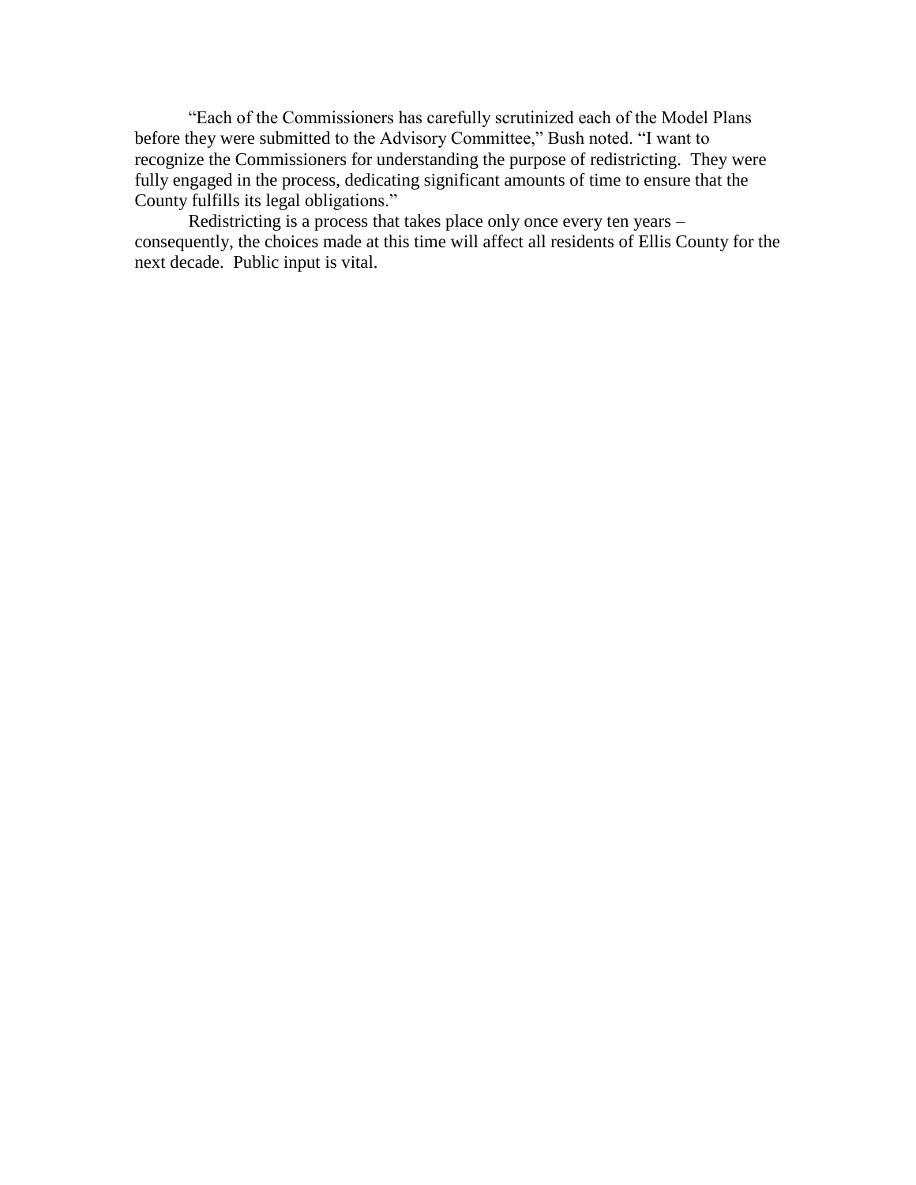"Each of the Commissioners has carefully scrutinized each of the Model Plans before they were submitted to the Advisory Committee," Bush noted. "I want to recognize the Commissioners for understanding the purpose of redistricting. They were fully engaged in the process, dedicating significant amounts of time to ensure that the County fulfills its legal obligations."

Redistricting is a process that takes place only once every ten years – consequently, the choices made at this time will affect all residents of Ellis County for the next decade. Public input is vital.